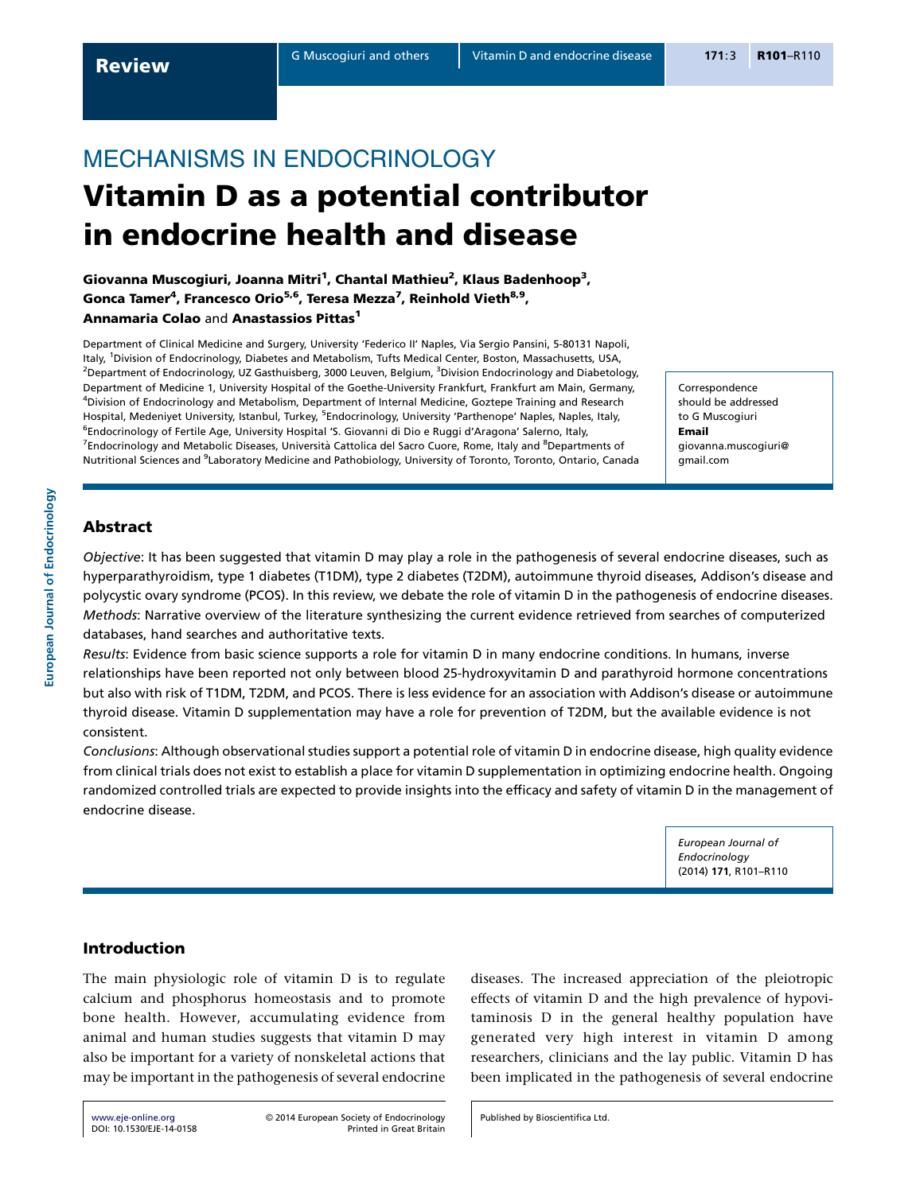Review

MECHANISMS IN ENDOCRINOLOGY

# Vitamin D as a potential contributor in endocrine health and disease

**Giovanna Muscogiuri, Joanna Mitri[1], Chantal Mathieu[2], Klaus Badenhoop[3], Gonca Tamer[4], Francesco Orio[5,6], Teresa Mezza[7], Reinhold Vieth[8,9], Annamaria Colao** and **Anastassios Pittas[1]**

Department of Clinical Medicine and Surgery, University 'Federico II' Naples, Via Sergio Pansini, 5-80131 Napoli, Italy, [1]Division of Endocrinology, Diabetes and Metabolism, Tufts Medical Center, Boston, Massachusetts, USA, [2]Department of Endocrinology, UZ Gasthuisberg, 3000 Leuven, Belgium, [3]Division Endocrinology and Diabetology, Department of Medicine 1, University Hospital of the Goethe-University Frankfurt, Frankfurt am Main, Germany, [4]Division of Endocrinology and Metabolism, Department of Internal Medicine, Goztepe Training and Research Hospital, Medeniyet University, Istanbul, Turkey, [5]Endocrinology, University 'Parthenope' Naples, Naples, Italy, [6]Endocrinology of Fertile Age, University Hospital 'S. Giovanni di Dio e Ruggi d'Aragona' Salerno, Italy, [7]Endocrinology and Metabolic Diseases, Università Cattolica del Sacro Cuore, Rome, Italy and [8]Departments of Nutritional Sciences and [9]Laboratory Medicine and Pathobiology, University of Toronto, Toronto, Ontario, Canada

Correspondence should be addressed to G Muscogiuri
**Email**
giovanna.muscogiuri@gmail.com

## Abstract

*Objective*: It has been suggested that vitamin D may play a role in the pathogenesis of several endocrine diseases, such as hyperparathyroidism, type 1 diabetes (T1DM), type 2 diabetes (T2DM), autoimmune thyroid diseases, Addison's disease and polycystic ovary syndrome (PCOS). In this review, we debate the role of vitamin D in the pathogenesis of endocrine diseases.

*Methods*: Narrative overview of the literature synthesizing the current evidence retrieved from searches of computerized databases, hand searches and authoritative texts.

*Results*: Evidence from basic science supports a role for vitamin D in many endocrine conditions. In humans, inverse relationships have been reported not only between blood 25-hydroxyvitamin D and parathyroid hormone concentrations but also with risk of T1DM, T2DM, and PCOS. There is less evidence for an association with Addison's disease or autoimmune thyroid disease. Vitamin D supplementation may have a role for prevention of T2DM, but the available evidence is not consistent.

*Conclusions*: Although observational studies support a potential role of vitamin D in endocrine disease, high quality evidence from clinical trials does not exist to establish a place for vitamin D supplementation in optimizing endocrine health. Ongoing randomized controlled trials are expected to provide insights into the efficacy and safety of vitamin D in the management of endocrine disease.

*European Journal of Endocrinology* (2014) **171**, R101–R110

## Introduction

The main physiologic role of vitamin D is to regulate calcium and phosphorus homeostasis and to promote bone health. However, accumulating evidence from animal and human studies suggests that vitamin D may also be important for a variety of nonskeletal actions that may be important in the pathogenesis of several endocrine diseases. The increased appreciation of the pleiotropic effects of vitamin D and the high prevalence of hypovitaminosis D in the general healthy population have generated very high interest in vitamin D among researchers, clinicians and the lay public. Vitamin D has been implicated in the pathogenesis of several endocrine

www.eje-online.org
DOI: 10.1530/EJE-14-0158

© 2014 European Society of Endocrinology
Printed in Great Britain

Published by Bioscientifica Ltd.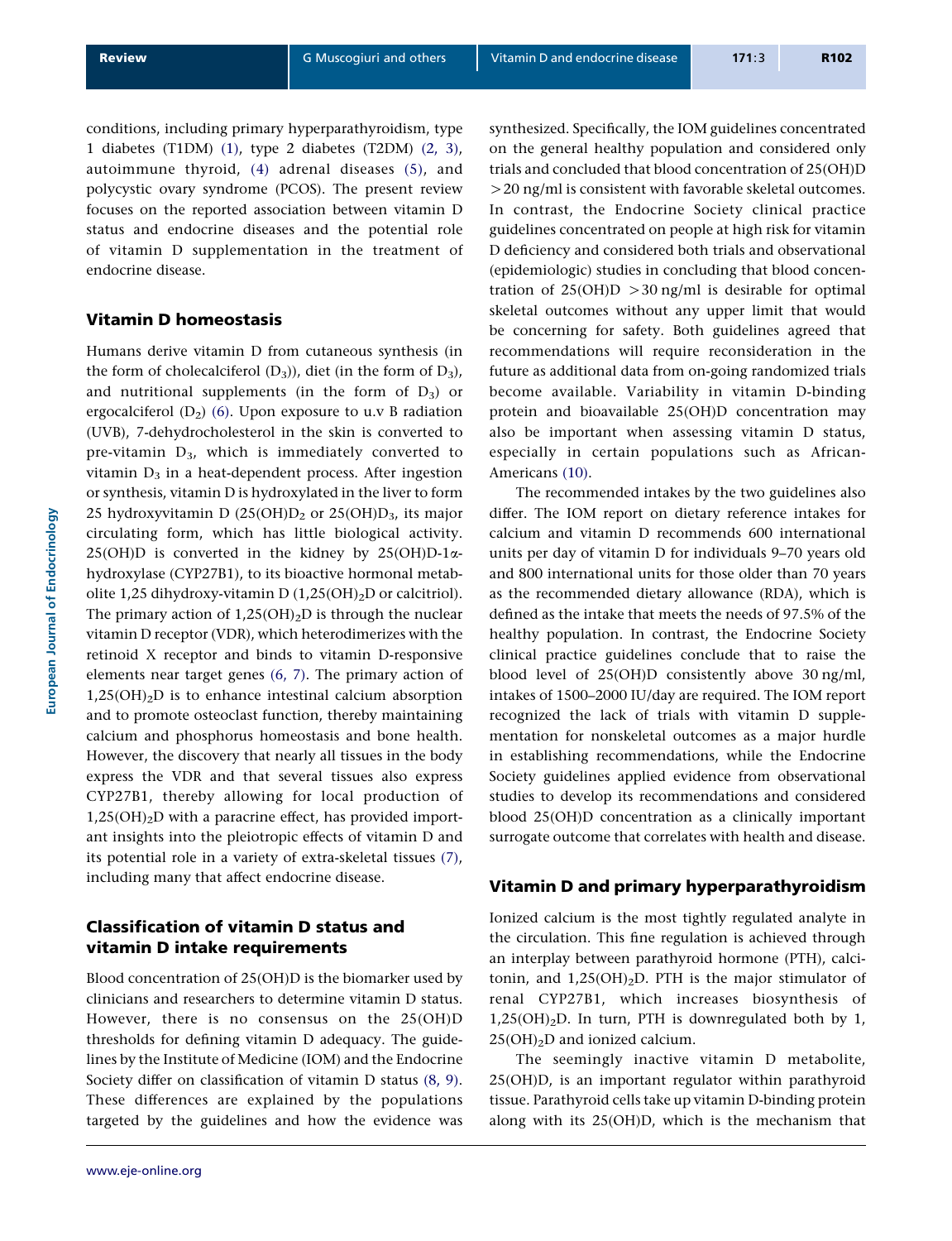conditions, including primary hyperparathyroidism, type 1 diabetes (T1DM) (1), type 2 diabetes (T2DM) (2, 3), autoimmune thyroid, (4) adrenal diseases (5), and polycystic ovary syndrome (PCOS). The present review focuses on the reported association between vitamin D status and endocrine diseases and the potential role of vitamin D supplementation in the treatment of endocrine disease.

## Vitamin D homeostasis

Humans derive vitamin D from cutaneous synthesis (in the form of cholecalciferol ($D_3$)), diet (in the form of $D_3$), and nutritional supplements (in the form of $D_3$) or ergocalciferol ($D_2$) (6). Upon exposure to u.v B radiation (UVB), 7-dehydrocholesterol in the skin is converted to pre-vitamin $D_3$, which is immediately converted to vitamin $D_3$ in a heat-dependent process. After ingestion or synthesis, vitamin D is hydroxylated in the liver to form 25 hydroxyvitamin D ($25(OH)D_2$ or $25(OH)D_3$, its major circulating form, which has little biological activity. 25(OH)D is converted in the kidney by 25(OH)D-1α-hydroxylase (CYP27B1), to its bioactive hormonal metabolite 1,25 dihydroxy-vitamin D ($1,25(OH)_2D$ or calcitriol). The primary action of $1,25(OH)_2D$ is through the nuclear vitamin D receptor (VDR), which heterodimerizes with the retinoid X receptor and binds to vitamin D-responsive elements near target genes (6, 7). The primary action of $1,25(OH)_2D$ is to enhance intestinal calcium absorption and to promote osteoclast function, thereby maintaining calcium and phosphorus homeostasis and bone health. However, the discovery that nearly all tissues in the body express the VDR and that several tissues also express CYP27B1, thereby allowing for local production of $1,25(OH)_2D$ with a paracrine effect, has provided important insights into the pleiotropic effects of vitamin D and its potential role in a variety of extra-skeletal tissues (7), including many that affect endocrine disease.

## Classification of vitamin D status and vitamin D intake requirements

Blood concentration of 25(OH)D is the biomarker used by clinicians and researchers to determine vitamin D status. However, there is no consensus on the 25(OH)D thresholds for defining vitamin D adequacy. The guidelines by the Institute of Medicine (IOM) and the Endocrine Society differ on classification of vitamin D status (8, 9). These differences are explained by the populations targeted by the guidelines and how the evidence was synthesized. Specifically, the IOM guidelines concentrated on the general healthy population and considered only trials and concluded that blood concentration of 25(OH)D $>20$ ng/ml is consistent with favorable skeletal outcomes. In contrast, the Endocrine Society clinical practice guidelines concentrated on people at high risk for vitamin D deficiency and considered both trials and observational (epidemiologic) studies in concluding that blood concentration of 25(OH)D $>30$ ng/ml is desirable for optimal skeletal outcomes without any upper limit that would be concerning for safety. Both guidelines agreed that recommendations will require reconsideration in the future as additional data from on-going randomized trials become available. Variability in vitamin D-binding protein and bioavailable 25(OH)D concentration may also be important when assessing vitamin D status, especially in certain populations such as African-Americans (10).

The recommended intakes by the two guidelines also differ. The IOM report on dietary reference intakes for calcium and vitamin D recommends 600 international units per day of vitamin D for individuals 9–70 years old and 800 international units for those older than 70 years as the recommended dietary allowance (RDA), which is defined as the intake that meets the needs of 97.5% of the healthy population. In contrast, the Endocrine Society clinical practice guidelines conclude that to raise the blood level of 25(OH)D consistently above 30 ng/ml, intakes of 1500–2000 IU/day are required. The IOM report recognized the lack of trials with vitamin D supplementation for nonskeletal outcomes as a major hurdle in establishing recommendations, while the Endocrine Society guidelines applied evidence from observational studies to develop its recommendations and considered blood 25(OH)D concentration as a clinically important surrogate outcome that correlates with health and disease.

## Vitamin D and primary hyperparathyroidism

Ionized calcium is the most tightly regulated analyte in the circulation. This fine regulation is achieved through an interplay between parathyroid hormone (PTH), calcitonin, and $1,25(OH)_2D$. PTH is the major stimulator of renal CYP27B1, which increases biosynthesis of $1,25(OH)_2D$. In turn, PTH is downregulated both by $1,25(OH)_2D$ and ionized calcium.

The seemingly inactive vitamin D metabolite, 25(OH)D, is an important regulator within parathyroid tissue. Parathyroid cells take up vitamin D-binding protein along with its 25(OH)D, which is the mechanism that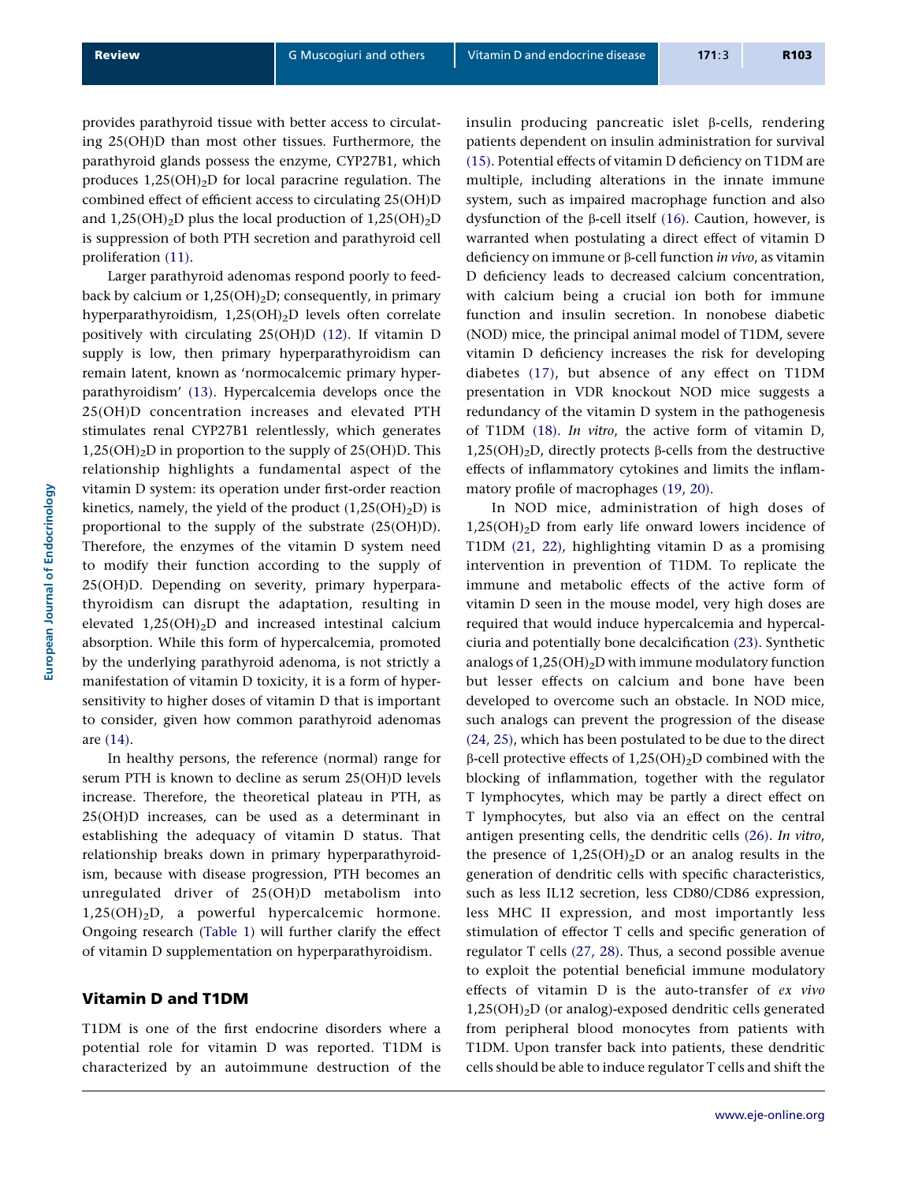provides parathyroid tissue with better access to circulating 25(OH)D than most other tissues. Furthermore, the parathyroid glands possess the enzyme, CYP27B1, which produces $1,25(OH)_2D$ for local paracrine regulation. The combined effect of efficient access to circulating 25(OH)D and $1,25(OH)_2D$ plus the local production of $1,25(OH)_2D$ is suppression of both PTH secretion and parathyroid cell proliferation (11).

Larger parathyroid adenomas respond poorly to feedback by calcium or $1,25(OH)_2D$; consequently, in primary hyperparathyroidism, $1,25(OH)_2D$ levels often correlate positively with circulating 25(OH)D (12). If vitamin D supply is low, then primary hyperparathyroidism can remain latent, known as 'normocalcemic primary hyperparathyroidism' (13). Hypercalcemia develops once the 25(OH)D concentration increases and elevated PTH stimulates renal CYP27B1 relentlessly, which generates $1,25(OH)_2D$ in proportion to the supply of 25(OH)D. This relationship highlights a fundamental aspect of the vitamin D system: its operation under first-order reaction kinetics, namely, the yield of the product ($1,25(OH)_2D$) is proportional to the supply of the substrate (25(OH)D). Therefore, the enzymes of the vitamin D system need to modify their function according to the supply of 25(OH)D. Depending on severity, primary hyperparathyroidism can disrupt the adaptation, resulting in elevated $1,25(OH)_2D$ and increased intestinal calcium absorption. While this form of hypercalcemia, promoted by the underlying parathyroid adenoma, is not strictly a manifestation of vitamin D toxicity, it is a form of hypersensitivity to higher doses of vitamin D that is important to consider, given how common parathyroid adenomas are (14).

In healthy persons, the reference (normal) range for serum PTH is known to decline as serum 25(OH)D levels increase. Therefore, the theoretical plateau in PTH, as 25(OH)D increases, can be used as a determinant in establishing the adequacy of vitamin D status. That relationship breaks down in primary hyperparathyroidism, because with disease progression, PTH becomes an unregulated driver of 25(OH)D metabolism into $1,25(OH)_2D$, a powerful hypercalcemic hormone. Ongoing research (Table 1) will further clarify the effect of vitamin D supplementation on hyperparathyroidism.

## Vitamin D and T1DM

T1DM is one of the first endocrine disorders where a potential role for vitamin D was reported. T1DM is characterized by an autoimmune destruction of the insulin producing pancreatic islet β-cells, rendering patients dependent on insulin administration for survival (15). Potential effects of vitamin D deficiency on T1DM are multiple, including alterations in the innate immune system, such as impaired macrophage function and also dysfunction of the β-cell itself (16). Caution, however, is warranted when postulating a direct effect of vitamin D deficiency on immune or β-cell function *in vivo*, as vitamin D deficiency leads to decreased calcium concentration, with calcium being a crucial ion both for immune function and insulin secretion. In nonobese diabetic (NOD) mice, the principal animal model of T1DM, severe vitamin D deficiency increases the risk for developing diabetes (17), but absence of any effect on T1DM presentation in VDR knockout NOD mice suggests a redundancy of the vitamin D system in the pathogenesis of T1DM (18). *In vitro*, the active form of vitamin D, $1,25(OH)_2D$, directly protects β-cells from the destructive effects of inflammatory cytokines and limits the inflammatory profile of macrophages (19, 20).

In NOD mice, administration of high doses of $1,25(OH)_2D$ from early life onward lowers incidence of T1DM (21, 22), highlighting vitamin D as a promising intervention in prevention of T1DM. To replicate the immune and metabolic effects of the active form of vitamin D seen in the mouse model, very high doses are required that would induce hypercalcemia and hypercalciuria and potentially bone decalcification (23). Synthetic analogs of $1,25(OH)_2D$ with immune modulatory function but lesser effects on calcium and bone have been developed to overcome such an obstacle. In NOD mice, such analogs can prevent the progression of the disease (24, 25), which has been postulated to be due to the direct β-cell protective effects of $1,25(OH)_2D$ combined with the blocking of inflammation, together with the regulator T lymphocytes, which may be partly a direct effect on T lymphocytes, but also via an effect on the central antigen presenting cells, the dendritic cells (26). *In vitro*, the presence of $1,25(OH)_2D$ or an analog results in the generation of dendritic cells with specific characteristics, such as less IL12 secretion, less CD80/CD86 expression, less MHC II expression, and most importantly less stimulation of effector T cells and specific generation of regulator T cells (27, 28). Thus, a second possible avenue to exploit the potential beneficial immune modulatory effects of vitamin D is the auto-transfer of *ex vivo* $1,25(OH)_2D$ (or analog)-exposed dendritic cells generated from peripheral blood monocytes from patients with T1DM. Upon transfer back into patients, these dendritic cells should be able to induce regulator T cells and shift the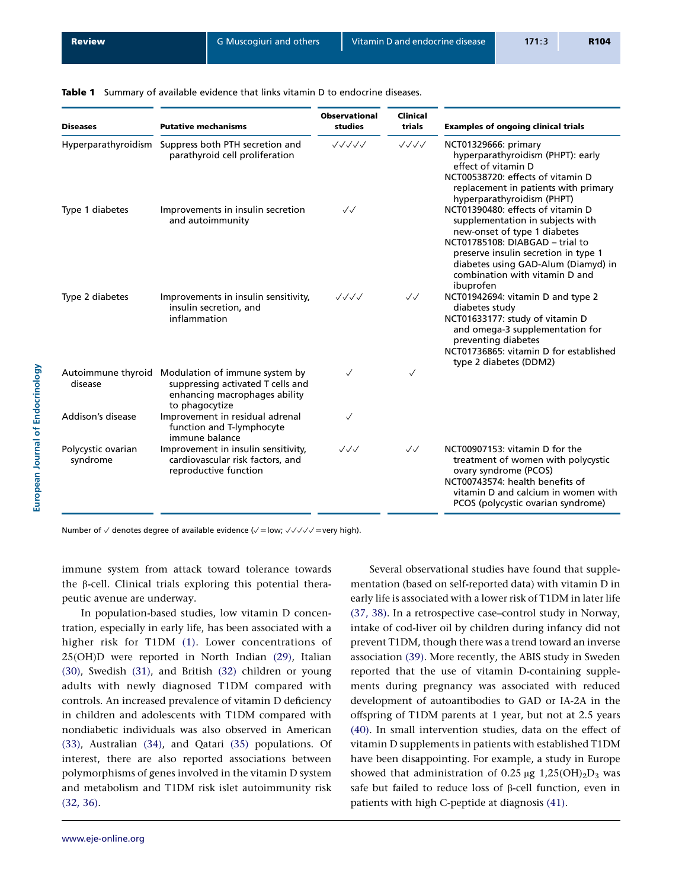**Table 1** Summary of available evidence that links vitamin D to endocrine diseases.

| Diseases | Putative mechanisms | Observational studies | Clinical trials | Examples of ongoing clinical trials |
|---|---|---|---|---|
| Hyperparathyroidism | Suppress both PTH secretion and parathyroid cell proliferation | ✓✓✓✓✓ | ✓✓✓✓ | NCT01329666: primary hyperparathyroidism (PHPT): early effect of vitamin D<br>NCT00538720: effects of vitamin D replacement in patients with primary hyperparathyroidism (PHPT) |
| Type 1 diabetes | Improvements in insulin secretion and autoimmunity | ✓✓ | | NCT01390480: effects of vitamin D supplementation in subjects with new-onset of type 1 diabetes<br>NCT01785108: DIABGAD – trial to preserve insulin secretion in type 1 diabetes using GAD-Alum (Diamyd) in combination with vitamin D and ibuprofen |
| Type 2 diabetes | Improvements in insulin sensitivity, insulin secretion, and inflammation | ✓✓✓✓ | ✓✓ | NCT01942694: vitamin D and type 2 diabetes study<br>NCT01633177: study of vitamin D and omega-3 supplementation for preventing diabetes<br>NCT01736865: vitamin D for established type 2 diabetes (DDM2) |
| Autoimmune thyroid disease | Modulation of immune system by suppressing activated T cells and enhancing macrophages ability to phagocytize | ✓ | ✓ | |
| Addison's disease | Improvement in residual adrenal function and T-lymphocyte immune balance | ✓ | | |
| Polycystic ovarian syndrome | Improvement in insulin sensitivity, cardiovascular risk factors, and reproductive function | ✓✓✓ | ✓✓ | NCT00907153: vitamin D for the treatment of women with polycystic ovary syndrome (PCOS)<br>NCT00743574: health benefits of vitamin D and calcium in women with PCOS (polycystic ovarian syndrome) |

Number of ✓ denotes degree of available evidence (✓ = low; ✓✓✓✓✓ = very high).

immune system from attack toward tolerance towards the β-cell. Clinical trials exploring this potential therapeutic avenue are underway.

In population-based studies, low vitamin D concentration, especially in early life, has been associated with a higher risk for T1DM (1). Lower concentrations of 25(OH)D were reported in North Indian (29), Italian (30), Swedish (31), and British (32) children or young adults with newly diagnosed T1DM compared with controls. An increased prevalence of vitamin D deficiency in children and adolescents with T1DM compared with nondiabetic individuals was also observed in American (33), Australian (34), and Qatari (35) populations. Of interest, there are also reported associations between polymorphisms of genes involved in the vitamin D system and metabolism and T1DM risk islet autoimmunity risk (32, 36).

Several observational studies have found that supplementation (based on self-reported data) with vitamin D in early life is associated with a lower risk of T1DM in later life (37, 38). In a retrospective case–control study in Norway, intake of cod-liver oil by children during infancy did not prevent T1DM, though there was a trend toward an inverse association (39). More recently, the ABIS study in Sweden reported that the use of vitamin D-containing supplements during pregnancy was associated with reduced development of autoantibodies to GAD or IA-2A in the offspring of T1DM parents at 1 year, but not at 2.5 years (40). In small intervention studies, data on the effect of vitamin D supplements in patients with established T1DM have been disappointing. For example, a study in Europe showed that administration of 0.25 μg $1{,}25(OH)_2D_3$ was safe but failed to reduce loss of β-cell function, even in patients with high C-peptide at diagnosis (41).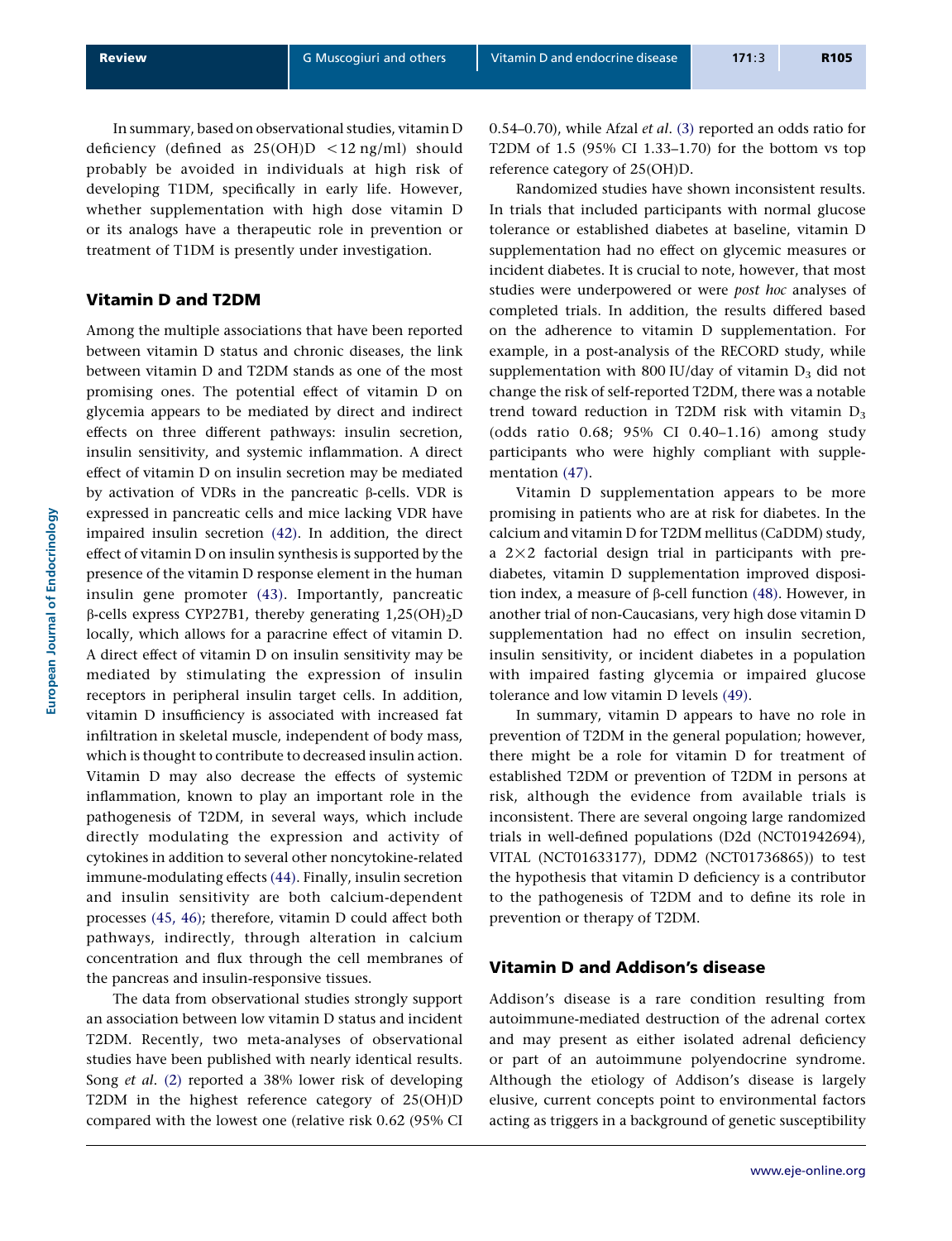In summary, based on observational studies, vitamin D deficiency (defined as 25(OH)D <12 ng/ml) should probably be avoided in individuals at high risk of developing T1DM, specifically in early life. However, whether supplementation with high dose vitamin D or its analogs have a therapeutic role in prevention or treatment of T1DM is presently under investigation.

## Vitamin D and T2DM

Among the multiple associations that have been reported between vitamin D status and chronic diseases, the link between vitamin D and T2DM stands as one of the most promising ones. The potential effect of vitamin D on glycemia appears to be mediated by direct and indirect effects on three different pathways: insulin secretion, insulin sensitivity, and systemic inflammation. A direct effect of vitamin D on insulin secretion may be mediated by activation of VDRs in the pancreatic β-cells. VDR is expressed in pancreatic cells and mice lacking VDR have impaired insulin secretion (42). In addition, the direct effect of vitamin D on insulin synthesis is supported by the presence of the vitamin D response element in the human insulin gene promoter (43). Importantly, pancreatic β-cells express CYP27B1, thereby generating $1,25(OH)_2D$ locally, which allows for a paracrine effect of vitamin D. A direct effect of vitamin D on insulin sensitivity may be mediated by stimulating the expression of insulin receptors in peripheral insulin target cells. In addition, vitamin D insufficiency is associated with increased fat infiltration in skeletal muscle, independent of body mass, which is thought to contribute to decreased insulin action. Vitamin D may also decrease the effects of systemic inflammation, known to play an important role in the pathogenesis of T2DM, in several ways, which include directly modulating the expression and activity of cytokines in addition to several other noncytokine-related immune-modulating effects (44). Finally, insulin secretion and insulin sensitivity are both calcium-dependent processes (45, 46); therefore, vitamin D could affect both pathways, indirectly, through alteration in calcium concentration and flux through the cell membranes of the pancreas and insulin-responsive tissues.

The data from observational studies strongly support an association between low vitamin D status and incident T2DM. Recently, two meta-analyses of observational studies have been published with nearly identical results. Song *et al*. (2) reported a 38% lower risk of developing T2DM in the highest reference category of 25(OH)D compared with the lowest one (relative risk 0.62 (95% CI 0.54–0.70), while Afzal *et al*. (3) reported an odds ratio for T2DM of 1.5 (95% CI 1.33–1.70) for the bottom vs top reference category of 25(OH)D.

Randomized studies have shown inconsistent results. In trials that included participants with normal glucose tolerance or established diabetes at baseline, vitamin D supplementation had no effect on glycemic measures or incident diabetes. It is crucial to note, however, that most studies were underpowered or were *post hoc* analyses of completed trials. In addition, the results differed based on the adherence to vitamin D supplementation. For example, in a post-analysis of the RECORD study, while supplementation with 800 IU/day of vitamin $D_3$ did not change the risk of self-reported T2DM, there was a notable trend toward reduction in T2DM risk with vitamin $D_3$ (odds ratio 0.68; 95% CI 0.40–1.16) among study participants who were highly compliant with supplementation (47).

Vitamin D supplementation appears to be more promising in patients who are at risk for diabetes. In the calcium and vitamin D for T2DM mellitus (CaDDM) study, a 2×2 factorial design trial in participants with pre-diabetes, vitamin D supplementation improved disposition index, a measure of β-cell function (48). However, in another trial of non-Caucasians, very high dose vitamin D supplementation had no effect on insulin secretion, insulin sensitivity, or incident diabetes in a population with impaired fasting glycemia or impaired glucose tolerance and low vitamin D levels (49).

In summary, vitamin D appears to have no role in prevention of T2DM in the general population; however, there might be a role for vitamin D for treatment of established T2DM or prevention of T2DM in persons at risk, although the evidence from available trials is inconsistent. There are several ongoing large randomized trials in well-defined populations (D2d (NCT01942694), VITAL (NCT01633177), DDM2 (NCT01736865)) to test the hypothesis that vitamin D deficiency is a contributor to the pathogenesis of T2DM and to define its role in prevention or therapy of T2DM.

## Vitamin D and Addison's disease

Addison's disease is a rare condition resulting from autoimmune-mediated destruction of the adrenal cortex and may present as either isolated adrenal deficiency or part of an autoimmune polyendocrine syndrome. Although the etiology of Addison's disease is largely elusive, current concepts point to environmental factors acting as triggers in a background of genetic susceptibility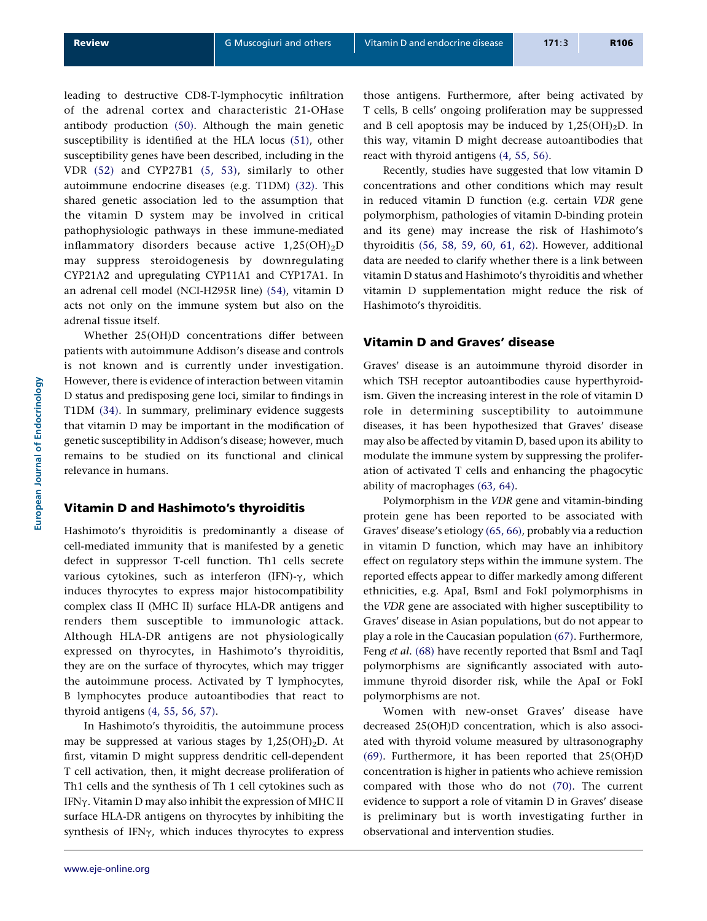leading to destructive CD8-T-lymphocytic infiltration of the adrenal cortex and characteristic 21-OHase antibody production (50). Although the main genetic susceptibility is identified at the HLA locus (51), other susceptibility genes have been described, including in the VDR (52) and CYP27B1 (5, 53), similarly to other autoimmune endocrine diseases (e.g. T1DM) (32). This shared genetic association led to the assumption that the vitamin D system may be involved in critical pathophysiologic pathways in these immune-mediated inflammatory disorders because active $1,25(OH)_2D$ may suppress steroidogenesis by downregulating CYP21A2 and upregulating CYP11A1 and CYP17A1. In an adrenal cell model (NCI-H295R line) (54), vitamin D acts not only on the immune system but also on the adrenal tissue itself.

Whether 25(OH)D concentrations differ between patients with autoimmune Addison's disease and controls is not known and is currently under investigation. However, there is evidence of interaction between vitamin D status and predisposing gene loci, similar to findings in T1DM (34). In summary, preliminary evidence suggests that vitamin D may be important in the modification of genetic susceptibility in Addison's disease; however, much remains to be studied on its functional and clinical relevance in humans.

## Vitamin D and Hashimoto's thyroiditis

Hashimoto's thyroiditis is predominantly a disease of cell-mediated immunity that is manifested by a genetic defect in suppressor T-cell function. Th1 cells secrete various cytokines, such as interferon (IFN)-γ, which induces thyrocytes to express major histocompatibility complex class II (MHC II) surface HLA-DR antigens and renders them susceptible to immunologic attack. Although HLA-DR antigens are not physiologically expressed on thyrocytes, in Hashimoto's thyroiditis, they are on the surface of thyrocytes, which may trigger the autoimmune process. Activated by T lymphocytes, B lymphocytes produce autoantibodies that react to thyroid antigens (4, 55, 56, 57).

In Hashimoto's thyroiditis, the autoimmune process may be suppressed at various stages by $1,25(OH)_2D$. At first, vitamin D might suppress dendritic cell-dependent T cell activation, then, it might decrease proliferation of Th1 cells and the synthesis of Th 1 cell cytokines such as IFNγ. Vitamin D may also inhibit the expression of MHC II surface HLA-DR antigens on thyrocytes by inhibiting the synthesis of IFNγ, which induces thyrocytes to express those antigens. Furthermore, after being activated by T cells, B cells' ongoing proliferation may be suppressed and B cell apoptosis may be induced by $1,25(OH)_2D$. In this way, vitamin D might decrease autoantibodies that react with thyroid antigens (4, 55, 56).

Recently, studies have suggested that low vitamin D concentrations and other conditions which may result in reduced vitamin D function (e.g. certain *VDR* gene polymorphism, pathologies of vitamin D-binding protein and its gene) may increase the risk of Hashimoto's thyroiditis (56, 58, 59, 60, 61, 62). However, additional data are needed to clarify whether there is a link between vitamin D status and Hashimoto's thyroiditis and whether vitamin D supplementation might reduce the risk of Hashimoto's thyroiditis.

## Vitamin D and Graves' disease

Graves' disease is an autoimmune thyroid disorder in which TSH receptor autoantibodies cause hyperthyroidism. Given the increasing interest in the role of vitamin D role in determining susceptibility to autoimmune diseases, it has been hypothesized that Graves' disease may also be affected by vitamin D, based upon its ability to modulate the immune system by suppressing the proliferation of activated T cells and enhancing the phagocytic ability of macrophages (63, 64).

Polymorphism in the *VDR* gene and vitamin-binding protein gene has been reported to be associated with Graves' disease's etiology (65, 66), probably via a reduction in vitamin D function, which may have an inhibitory effect on regulatory steps within the immune system. The reported effects appear to differ markedly among different ethnicities, e.g. ApaI, BsmI and FokI polymorphisms in the *VDR* gene are associated with higher susceptibility to Graves' disease in Asian populations, but do not appear to play a role in the Caucasian population (67). Furthermore, Feng *et al*. (68) have recently reported that BsmI and TaqI polymorphisms are significantly associated with autoimmune thyroid disorder risk, while the ApaI or FokI polymorphisms are not.

Women with new-onset Graves' disease have decreased 25(OH)D concentration, which is also associated with thyroid volume measured by ultrasonography (69). Furthermore, it has been reported that 25(OH)D concentration is higher in patients who achieve remission compared with those who do not (70). The current evidence to support a role of vitamin D in Graves' disease is preliminary but is worth investigating further in observational and intervention studies.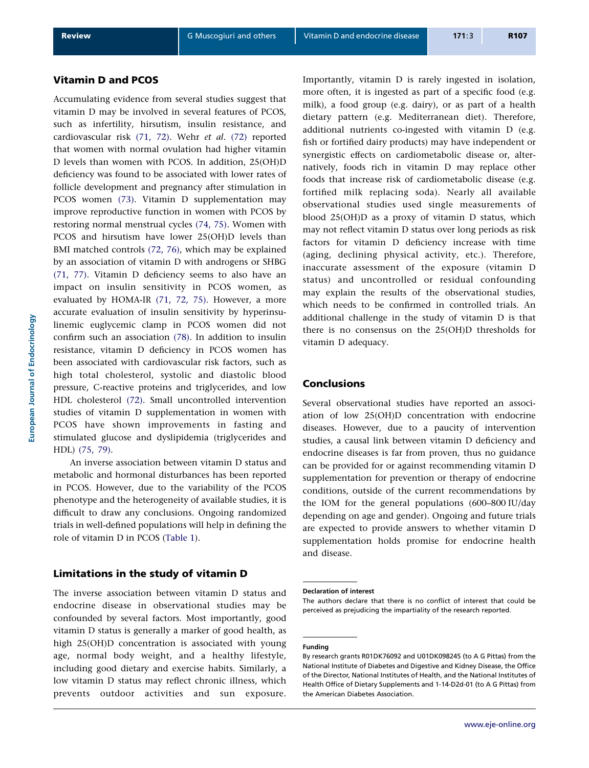## Vitamin D and PCOS

Accumulating evidence from several studies suggest that vitamin D may be involved in several features of PCOS, such as infertility, hirsutism, insulin resistance, and cardiovascular risk (71, 72). Wehr *et al*. (72) reported that women with normal ovulation had higher vitamin D levels than women with PCOS. In addition, 25(OH)D deficiency was found to be associated with lower rates of follicle development and pregnancy after stimulation in PCOS women (73). Vitamin D supplementation may improve reproductive function in women with PCOS by restoring normal menstrual cycles (74, 75). Women with PCOS and hirsutism have lower 25(OH)D levels than BMI matched controls (72, 76), which may be explained by an association of vitamin D with androgens or SHBG (71, 77). Vitamin D deficiency seems to also have an impact on insulin sensitivity in PCOS women, as evaluated by HOMA-IR (71, 72, 75). However, a more accurate evaluation of insulin sensitivity by hyperinsulinemic euglycemic clamp in PCOS women did not confirm such an association (78). In addition to insulin resistance, vitamin D deficiency in PCOS women has been associated with cardiovascular risk factors, such as high total cholesterol, systolic and diastolic blood pressure, C-reactive proteins and triglycerides, and low HDL cholesterol (72). Small uncontrolled intervention studies of vitamin D supplementation in women with PCOS have shown improvements in fasting and stimulated glucose and dyslipidemia (triglycerides and HDL) (75, 79).

An inverse association between vitamin D status and metabolic and hormonal disturbances has been reported in PCOS. However, due to the variability of the PCOS phenotype and the heterogeneity of available studies, it is difficult to draw any conclusions. Ongoing randomized trials in well-defined populations will help in defining the role of vitamin D in PCOS (Table 1).

## Limitations in the study of vitamin D

The inverse association between vitamin D status and endocrine disease in observational studies may be confounded by several factors. Most importantly, good vitamin D status is generally a marker of good health, as high 25(OH)D concentration is associated with young age, normal body weight, and a healthy lifestyle, including good dietary and exercise habits. Similarly, a low vitamin D status may reflect chronic illness, which prevents outdoor activities and sun exposure. Importantly, vitamin D is rarely ingested in isolation, more often, it is ingested as part of a specific food (e.g. milk), a food group (e.g. dairy), or as part of a health dietary pattern (e.g. Mediterranean diet). Therefore, additional nutrients co-ingested with vitamin D (e.g. fish or fortified dairy products) may have independent or synergistic effects on cardiometabolic disease or, alternatively, foods rich in vitamin D may replace other foods that increase risk of cardiometabolic disease (e.g. fortified milk replacing soda). Nearly all available observational studies used single measurements of blood 25(OH)D as a proxy of vitamin D status, which may not reflect vitamin D status over long periods as risk factors for vitamin D deficiency increase with time (aging, declining physical activity, etc.). Therefore, inaccurate assessment of the exposure (vitamin D status) and uncontrolled or residual confounding may explain the results of the observational studies, which needs to be confirmed in controlled trials. An additional challenge in the study of vitamin D is that there is no consensus on the 25(OH)D thresholds for vitamin D adequacy.

## Conclusions

Several observational studies have reported an association of low 25(OH)D concentration with endocrine diseases. However, due to a paucity of intervention studies, a causal link between vitamin D deficiency and endocrine diseases is far from proven, thus no guidance can be provided for or against recommending vitamin D supplementation for prevention or therapy of endocrine conditions, outside of the current recommendations by the IOM for the general populations (600–800 IU/day depending on age and gender). Ongoing and future trials are expected to provide answers to whether vitamin D supplementation holds promise for endocrine health and disease.

**Declaration of interest**

The authors declare that there is no conflict of interest that could be perceived as prejudicing the impartiality of the research reported.

**Funding**

By research grants R01DK76092 and U01DK098245 (to A G Pittas) from the National Institute of Diabetes and Digestive and Kidney Disease, the Office of the Director, National Institutes of Health, and the National Institutes of Health Office of Dietary Supplements and 1-14-D2d-01 (to A G Pittas) from the American Diabetes Association.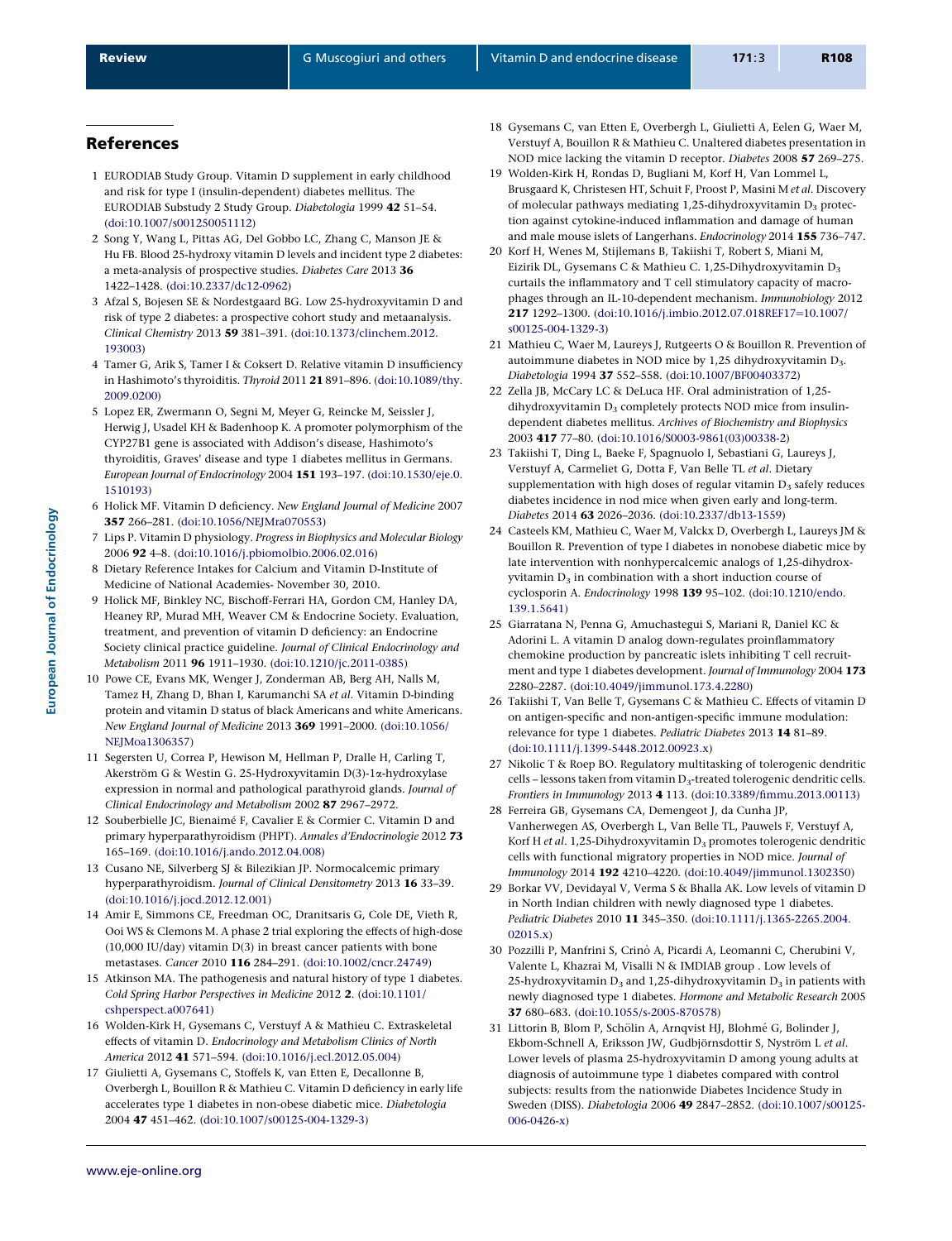## References

1 EURODIAB Study Group. Vitamin D supplement in early childhood and risk for type I (insulin-dependent) diabetes mellitus. The EURODIAB Substudy 2 Study Group. *Diabetologia* 1999 **42** 51–54. (doi:10.1007/s001250051112)

2 Song Y, Wang L, Pittas AG, Del Gobbo LC, Zhang C, Manson JE & Hu FB. Blood 25-hydroxy vitamin D levels and incident type 2 diabetes: a meta-analysis of prospective studies. *Diabetes Care* 2013 **36** 1422–1428. (doi:10.2337/dc12-0962)

3 Afzal S, Bojesen SE & Nordestgaard BG. Low 25-hydroxyvitamin D and risk of type 2 diabetes: a prospective cohort study and metaanalysis. *Clinical Chemistry* 2013 **59** 381–391. (doi:10.1373/clinchem.2012.193003)

4 Tamer G, Arik S, Tamer I & Coksert D. Relative vitamin D insufficiency in Hashimoto's thyroiditis. *Thyroid* 2011 **21** 891–896. (doi:10.1089/thy.2009.0200)

5 Lopez ER, Zwermann O, Segni M, Meyer G, Reincke M, Seissler J, Herwig J, Usadel KH & Badenhoop K. A promoter polymorphism of the CYP27B1 gene is associated with Addison's disease, Hashimoto's thyroiditis, Graves' disease and type 1 diabetes mellitus in Germans. *European Journal of Endocrinology* 2004 **151** 193–197. (doi:10.1530/eje.0.1510193)

6 Holick MF. Vitamin D deficiency. *New England Journal of Medicine* 2007 **357** 266–281. (doi:10.1056/NEJMra070553)

7 Lips P. Vitamin D physiology. *Progress in Biophysics and Molecular Biology* 2006 **92** 4–8. (doi:10.1016/j.pbiomolbio.2006.02.016)

8 Dietary Reference Intakes for Calcium and Vitamin D-Institute of Medicine of National Academies- November 30, 2010.

9 Holick MF, Binkley NC, Bischoff-Ferrari HA, Gordon CM, Hanley DA, Heaney RP, Murad MH, Weaver CM & Endocrine Society. Evaluation, treatment, and prevention of vitamin D deficiency: an Endocrine Society clinical practice guideline. *Journal of Clinical Endocrinology and Metabolism* 2011 **96** 1911–1930. (doi:10.1210/jc.2011-0385)

10 Powe CE, Evans MK, Wenger J, Zonderman AB, Berg AH, Nalls M, Tamez H, Zhang D, Bhan I, Karumanchi SA *et al*. Vitamin D-binding protein and vitamin D status of black Americans and white Americans. *New England Journal of Medicine* 2013 **369** 1991–2000. (doi:10.1056/NEJMoa1306357)

11 Segersten U, Correa P, Hewison M, Hellman P, Dralle H, Carling T, Akerström G & Westin G. 25-Hydroxyvitamin D(3)-1α-hydroxylase expression in normal and pathological parathyroid glands. *Journal of Clinical Endocrinology and Metabolism* 2002 **87** 2967–2972.

12 Souberbielle JC, Bienaimé F, Cavalier E & Cormier C. Vitamin D and primary hyperparathyroidism (PHPT). *Annales d'Endocrinologie* 2012 **73** 165–169. (doi:10.1016/j.ando.2012.04.008)

13 Cusano NE, Silverberg SJ & Bilezikian JP. Normocalcemic primary hyperparathyroidism. *Journal of Clinical Densitometry* 2013 **16** 33–39. (doi:10.1016/j.jocd.2012.12.001)

14 Amir E, Simmons CE, Freedman OC, Dranitsaris G, Cole DE, Vieth R, Ooi WS & Clemons M. A phase 2 trial exploring the effects of high-dose (10,000 IU/day) vitamin D(3) in breast cancer patients with bone metastases. *Cancer* 2010 **116** 284–291. (doi:10.1002/cncr.24749)

15 Atkinson MA. The pathogenesis and natural history of type 1 diabetes. *Cold Spring Harbor Perspectives in Medicine* 2012 **2**. (doi:10.1101/cshperspect.a007641)

16 Wolden-Kirk H, Gysemans C, Verstuyf A & Mathieu C. Extraskeletal effects of vitamin D. *Endocrinology and Metabolism Clinics of North America* 2012 **41** 571–594. (doi:10.1016/j.ecl.2012.05.004)

17 Giulietti A, Gysemans C, Stoffels K, van Etten E, Decallonne B, Overbergh L, Bouillon R & Mathieu C. Vitamin D deficiency in early life accelerates type 1 diabetes in non-obese diabetic mice. *Diabetologia* 2004 **47** 451–462. (doi:10.1007/s00125-004-1329-3)

18 Gysemans C, van Etten E, Overbergh L, Giulietti A, Eelen G, Waer M, Verstuyf A, Bouillon R & Mathieu C. Unaltered diabetes presentation in NOD mice lacking the vitamin D receptor. *Diabetes* 2008 **57** 269–275.

19 Wolden-Kirk H, Rondas D, Bugliani M, Korf H, Van Lommel L, Brusgaard K, Christesen HT, Schuit F, Proost P, Masini M *et al*. Discovery of molecular pathways mediating 1,25-dihydroxyvitamin $D_3$ protection against cytokine-induced inflammation and damage of human and male mouse islets of Langerhans. *Endocrinology* 2014 **155** 736–747.

20 Korf H, Wenes M, Stijlemans B, Takiishi T, Robert S, Miani M, Eizirik DL, Gysemans C & Mathieu C. 1,25-Dihydroxyvitamin $D_3$ curtails the inflammatory and T cell stimulatory capacity of macrophages through an IL-10-dependent mechanism. *Immunobiology* 2012 **217** 1292–1300. (doi:10.1016/j.imbio.2012.07.018REF17=10.1007/s00125-004-1329-3)

21 Mathieu C, Waer M, Laureys J, Rutgeerts O & Bouillon R. Prevention of autoimmune diabetes in NOD mice by 1,25 dihydroxyvitamin $D_3$. *Diabetologia* 1994 **37** 552–558. (doi:10.1007/BF00403372)

22 Zella JB, McCary LC & DeLuca HF. Oral administration of 1,25-dihydroxyvitamin $D_3$ completely protects NOD mice from insulin-dependent diabetes mellitus. *Archives of Biochemistry and Biophysics* 2003 **417** 77–80. (doi:10.1016/S0003-9861(03)00338-2)

23 Takiishi T, Ding L, Baeke F, Spagnuolo I, Sebastiani G, Laureys J, Verstuyf A, Carmeliet G, Dotta F, Van Belle TL *et al*. Dietary supplementation with high doses of regular vitamin $D_3$ safely reduces diabetes incidence in nod mice when given early and long-term. *Diabetes* 2014 **63** 2026–2036. (doi:10.2337/db13-1559)

24 Casteels KM, Mathieu C, Waer M, Valckx D, Overbergh L, Laureys JM & Bouillon R. Prevention of type I diabetes in nonobese diabetic mice by late intervention with nonhypercalcemic analogs of 1,25-dihydroxyvitamin $D_3$ in combination with a short induction course of cyclosporin A. *Endocrinology* 1998 **139** 95–102. (doi:10.1210/endo.139.1.5641)

25 Giarratana N, Penna G, Amuchastegui S, Mariani R, Daniel KC & Adorini L. A vitamin D analog down-regulates proinflammatory chemokine production by pancreatic islets inhibiting T cell recruitment and type 1 diabetes development. *Journal of Immunology* 2004 **173** 2280–2287. (doi:10.4049/jimmunol.173.4.2280)

26 Takiishi T, Van Belle T, Gysemans C & Mathieu C. Effects of vitamin D on antigen-specific and non-antigen-specific immune modulation: relevance for type 1 diabetes. *Pediatric Diabetes* 2013 **14** 81–89. (doi:10.1111/j.1399-5448.2012.00923.x)

27 Nikolic T & Roep BO. Regulatory multitasking of tolerogenic dendritic cells – lessons taken from vitamin $D_3$-treated tolerogenic dendritic cells. *Frontiers in Immunology* 2013 **4** 113. (doi:10.3389/fimmu.2013.00113)

28 Ferreira GB, Gysemans CA, Demengeot J, da Cunha JP, Vanherwegen AS, Overbergh L, Van Belle TL, Pauwels F, Verstuyf A, Korf H *et al*. 1,25-Dihydroxyvitamin $D_3$ promotes tolerogenic dendritic cells with functional migratory properties in NOD mice. *Journal of Immunology* 2014 **192** 4210–4220. (doi:10.4049/jimmunol.1302350)

29 Borkar VV, Devidayal V, Verma S & Bhalla AK. Low levels of vitamin D in North Indian children with newly diagnosed type 1 diabetes. *Pediatric Diabetes* 2010 **11** 345–350. (doi:10.1111/j.1365-2265.2004.02015.x)

30 Pozzilli P, Manfrini S, Crinò A, Picardi A, Leomanni C, Cherubini V, Valente L, Khazrai M, Visalli N & IMDIAB group . Low levels of 25-hydroxyvitamin $D_3$ and 1,25-dihydroxyvitamin $D_3$ in patients with newly diagnosed type 1 diabetes. *Hormone and Metabolic Research* 2005 **37** 680–683. (doi:10.1055/s-2005-870578)

31 Littorin B, Blom P, Schölin A, Arnqvist HJ, Blohmé G, Bolinder J, Ekbom-Schnell A, Eriksson JW, Gudbjörnsdottir S, Nyström L *et al*. Lower levels of plasma 25-hydroxyvitamin D among young adults at diagnosis of autoimmune type 1 diabetes compared with control subjects: results from the nationwide Diabetes Incidence Study in Sweden (DISS). *Diabetologia* 2006 **49** 2847–2852. (doi:10.1007/s00125-006-0426-x)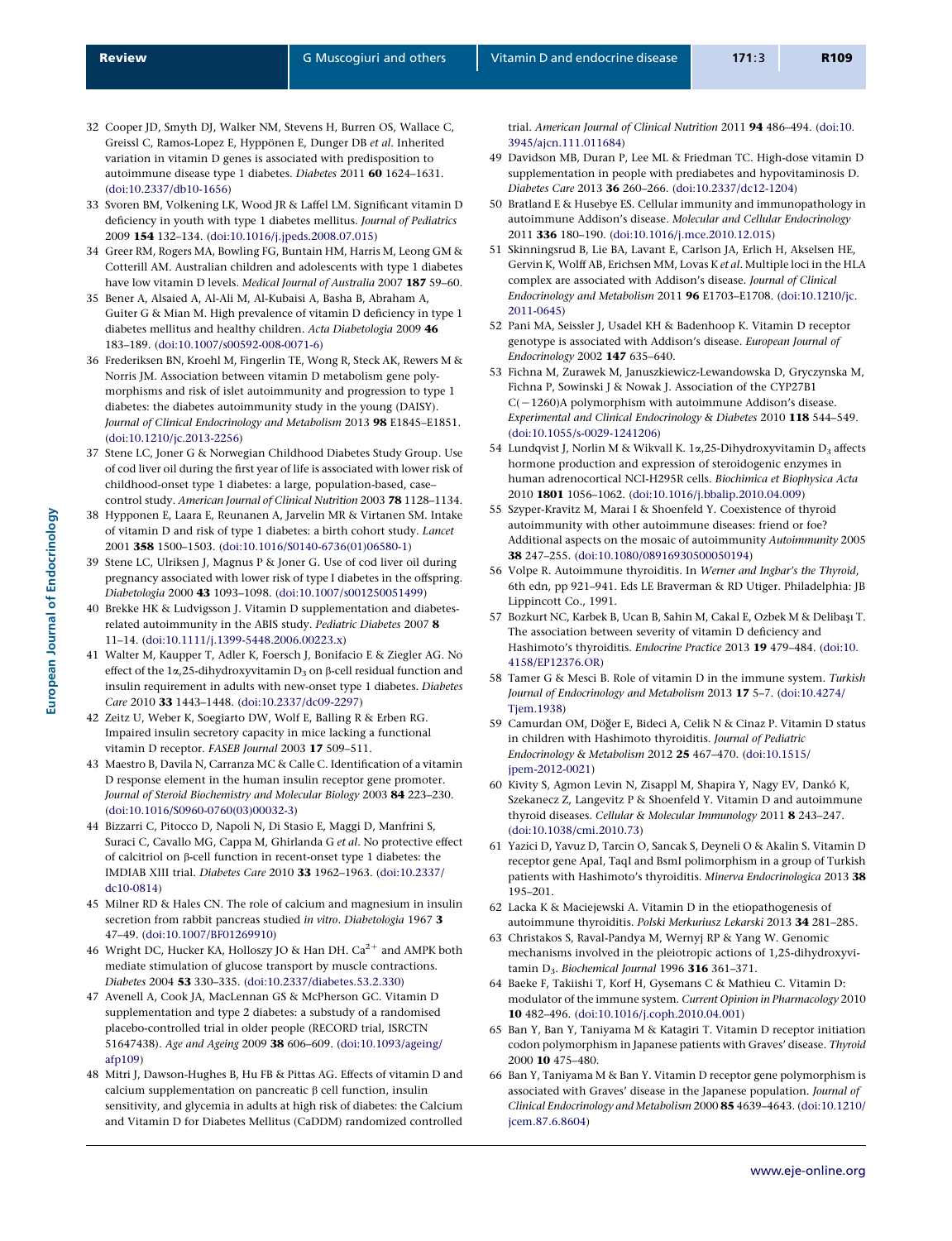32 Cooper JD, Smyth DJ, Walker NM, Stevens H, Burren OS, Wallace C, Greissl C, Ramos-Lopez E, Hyppönen E, Dunger DB *et al*. Inherited variation in vitamin D genes is associated with predisposition to autoimmune disease type 1 diabetes. *Diabetes* 2011 **60** 1624–1631. (doi:10.2337/db10-1656)

33 Svoren BM, Volkening LK, Wood JR & Laffel LM. Significant vitamin D deficiency in youth with type 1 diabetes mellitus. *Journal of Pediatrics* 2009 **154** 132–134. (doi:10.1016/j.jpeds.2008.07.015)

34 Greer RM, Rogers MA, Bowling FG, Buntain HM, Harris M, Leong GM & Cotterill AM. Australian children and adolescents with type 1 diabetes have low vitamin D levels. *Medical Journal of Australia* 2007 **187** 59–60.

35 Bener A, Alsaied A, Al-Ali M, Al-Kubaisi A, Basha B, Abraham A, Guiter G & Mian M. High prevalence of vitamin D deficiency in type 1 diabetes mellitus and healthy children. *Acta Diabetologia* 2009 **46** 183–189. (doi:10.1007/s00592-008-0071-6)

36 Frederiksen BN, Kroehl M, Fingerlin TE, Wong R, Steck AK, Rewers M & Norris JM. Association between vitamin D metabolism gene polymorphisms and risk of islet autoimmunity and progression to type 1 diabetes: the diabetes autoimmunity study in the young (DAISY). *Journal of Clinical Endocrinology and Metabolism* 2013 **98** E1845–E1851. (doi:10.1210/jc.2013-2256)

37 Stene LC, Joner G & Norwegian Childhood Diabetes Study Group. Use of cod liver oil during the first year of life is associated with lower risk of childhood-onset type 1 diabetes: a large, population-based, case–control study. *American Journal of Clinical Nutrition* 2003 **78** 1128–1134.

38 Hypponen E, Laara E, Reunanen A, Jarvelin MR & Virtanen SM. Intake of vitamin D and risk of type 1 diabetes: a birth cohort study. *Lancet* 2001 **358** 1500–1503. (doi:10.1016/S0140-6736(01)06580-1)

39 Stene LC, Ulriksen J, Magnus P & Joner G. Use of cod liver oil during pregnancy associated with lower risk of Type I diabetes in the offspring. *Diabetologia* 2000 **43** 1093–1098. (doi:10.1007/s001250051499)

40 Brekke HK & Ludvigsson J. Vitamin D supplementation and diabetes-related autoimmunity in the ABIS study. *Pediatric Diabetes* 2007 **8** 11–14. (doi:10.1111/j.1399-5448.2006.00223.x)

41 Walter M, Kaupper T, Adler K, Foersch J, Bonifacio E & Ziegler AG. No effect of the 1α,25-dihydroxyvitamin $D_3$ on β-cell residual function and insulin requirement in adults with new-onset type 1 diabetes. *Diabetes Care* 2010 **33** 1443–1448. (doi:10.2337/dc09-2297)

42 Zeitz U, Weber K, Soegiarto DW, Wolf E, Balling R & Erben RG. Impaired insulin secretory capacity in mice lacking a functional vitamin D receptor. *FASEB Journal* 2003 **17** 509–511.

43 Maestro B, Davila N, Carranza MC & Calle C. Identification of a vitamin D response element in the human insulin receptor gene promoter. *Journal of Steroid Biochemistry and Molecular Biology* 2003 **84** 223–230. (doi:10.1016/S0960-0760(03)00032-3)

44 Bizzarri C, Pitocco D, Napoli N, Di Stasio E, Maggi D, Manfrini S, Suraci C, Cavallo MG, Cappa M, Ghirlanda G *et al*. No protective effect of calcitriol on β-cell function in recent-onset type 1 diabetes: the IMDIAB XIII trial. *Diabetes Care* 2010 **33** 1962–1963. (doi:10.2337/dc10-0814)

45 Milner RD & Hales CN. The role of calcium and magnesium in insulin secretion from rabbit pancreas studied *in vitro*. *Diabetologia* 1967 **3** 47–49. (doi:10.1007/BF01269910)

46 Wright DC, Hucker KA, Holloszy JO & Han DH. $Ca^{2+}$ and AMPK both mediate stimulation of glucose transport by muscle contractions. *Diabetes* 2004 **53** 330–335. (doi:10.2337/diabetes.53.2.330)

47 Avenell A, Cook JA, MacLennan GS & McPherson GC. Vitamin D supplementation and type 2 diabetes: a substudy of a randomised placebo-controlled trial in older people (RECORD trial, ISRCTN 51647438). *Age and Ageing* 2009 **38** 606–609. (doi:10.1093/ageing/afp109)

48 Mitri J, Dawson-Hughes B, Hu FB & Pittas AG. Effects of vitamin D and calcium supplementation on pancreatic β cell function, insulin sensitivity, and glycemia in adults at high risk of diabetes: the Calcium and Vitamin D for Diabetes Mellitus (CaDDM) randomized controlled trial. *American Journal of Clinical Nutrition* 2011 **94** 486–494. (doi:10.3945/ajcn.111.011684)

49 Davidson MB, Duran P, Lee ML & Friedman TC. High-dose vitamin D supplementation in people with prediabetes and hypovitaminosis D. *Diabetes Care* 2013 **36** 260–266. (doi:10.2337/dc12-1204)

50 Bratland E & Husebye ES. Cellular immunity and immunopathology in autoimmune Addison's disease. *Molecular and Cellular Endocrinology* 2011 **336** 180–190. (doi:10.1016/j.mce.2010.12.015)

51 Skinningsrud B, Lie BA, Lavant E, Carlson JA, Erlich H, Akselsen HE, Gervin K, Wolff AB, Erichsen MM, Lovas K *et al*. Multiple loci in the HLA complex are associated with Addison's disease. *Journal of Clinical Endocrinology and Metabolism* 2011 **96** E1703–E1708. (doi:10.1210/jc.2011-0645)

52 Pani MA, Seissler J, Usadel KH & Badenhoop K. Vitamin D receptor genotype is associated with Addison's disease. *European Journal of Endocrinology* 2002 **147** 635–640.

53 Fichna M, Zurawek M, Januszkiewicz-Lewandowska D, Gryczynska M, Fichna P, Sowinski J & Nowak J. Association of the CYP27B1 C(−1260)A polymorphism with autoimmune Addison's disease. *Experimental and Clinical Endocrinology & Diabetes* 2010 **118** 544–549. (doi:10.1055/s-0029-1241206)

54 Lundqvist J, Norlin M & Wikvall K. 1α,25-Dihydroxyvitamin $D_3$ affects hormone production and expression of steroidogenic enzymes in human adrenocortical NCI-H295R cells. *Biochimica et Biophysica Acta* 2010 **1801** 1056–1062. (doi:10.1016/j.bbalip.2010.04.009)

55 Szyper-Kravitz M, Marai I & Shoenfeld Y. Coexistence of thyroid autoimmunity with other autoimmune diseases: friend or foe? Additional aspects on the mosaic of autoimmunity *Autoimmunity* 2005 **38** 247–255. (doi:10.1080/08916930500050194)

56 Volpe R. Autoimmune thyroiditis. In *Werner and Ingbar's the Thyroid*, 6th edn, pp 921–941. Eds LE Braverman & RD Utiger. Philadelphia: JB Lippincott Co., 1991.

57 Bozkurt NC, Karbek B, Ucan B, Sahin M, Cakal E, Ozbek M & Delibaşı T. The association between severity of vitamin D deficiency and Hashimoto's thyroiditis. *Endocrine Practice* 2013 **19** 479–484. (doi:10.4158/EP12376.OR)

58 Tamer G & Mesci B. Role of vitamin D in the immune system. *Turkish Journal of Endocrinology and Metabolism* 2013 **17** 5–7. (doi:10.4274/Tjem.1938)

59 Camurdan OM, Döğer E, Bideci A, Celik N & Cinaz P. Vitamin D status in children with Hashimoto thyroiditis. *Journal of Pediatric Endocrinology & Metabolism* 2012 **25** 467–470. (doi:10.1515/jpem-2012-0021)

60 Kivity S, Agmon Levin N, Zisappl M, Shapira Y, Nagy EV, Dankó K, Szekanecz Z, Langevitz P & Shoenfeld Y. Vitamin D and autoimmune thyroid diseases. *Cellular & Molecular Immunology* 2011 **8** 243–247. (doi:10.1038/cmi.2010.73)

61 Yazici D, Yavuz D, Tarcin O, Sancak S, Deyneli O & Akalin S. Vitamin D receptor gene ApaI, TaqI and BsmI polimorphism in a group of Turkish patients with Hashimoto's thyroiditis. *Minerva Endocrinologica* 2013 **38** 195–201.

62 Lacka K & Maciejewski A. Vitamin D in the etiopathogenesis of autoimmune thyroiditis. *Polski Merkuriusz Lekarski* 2013 **34** 281–285.

63 Christakos S, Raval-Pandya M, Wernyj RP & Yang W. Genomic mechanisms involved in the pleiotropic actions of 1,25-dihydroxyvitamin $D_3$. *Biochemical Journal* 1996 **316** 361–371.

64 Baeke F, Takiishi T, Korf H, Gysemans C & Mathieu C. Vitamin D: modulator of the immune system. *Current Opinion in Pharmacology* 2010 **10** 482–496. (doi:10.1016/j.coph.2010.04.001)

65 Ban Y, Ban Y, Taniyama M & Katagiri T. Vitamin D receptor initiation codon polymorphism in Japanese patients with Graves' disease. *Thyroid* 2000 **10** 475–480.

66 Ban Y, Taniyama M & Ban Y. Vitamin D receptor gene polymorphism is associated with Graves' disease in the Japanese population. *Journal of Clinical Endocrinology and Metabolism* 2000 **85** 4639–4643. (doi:10.1210/jcem.87.6.8604)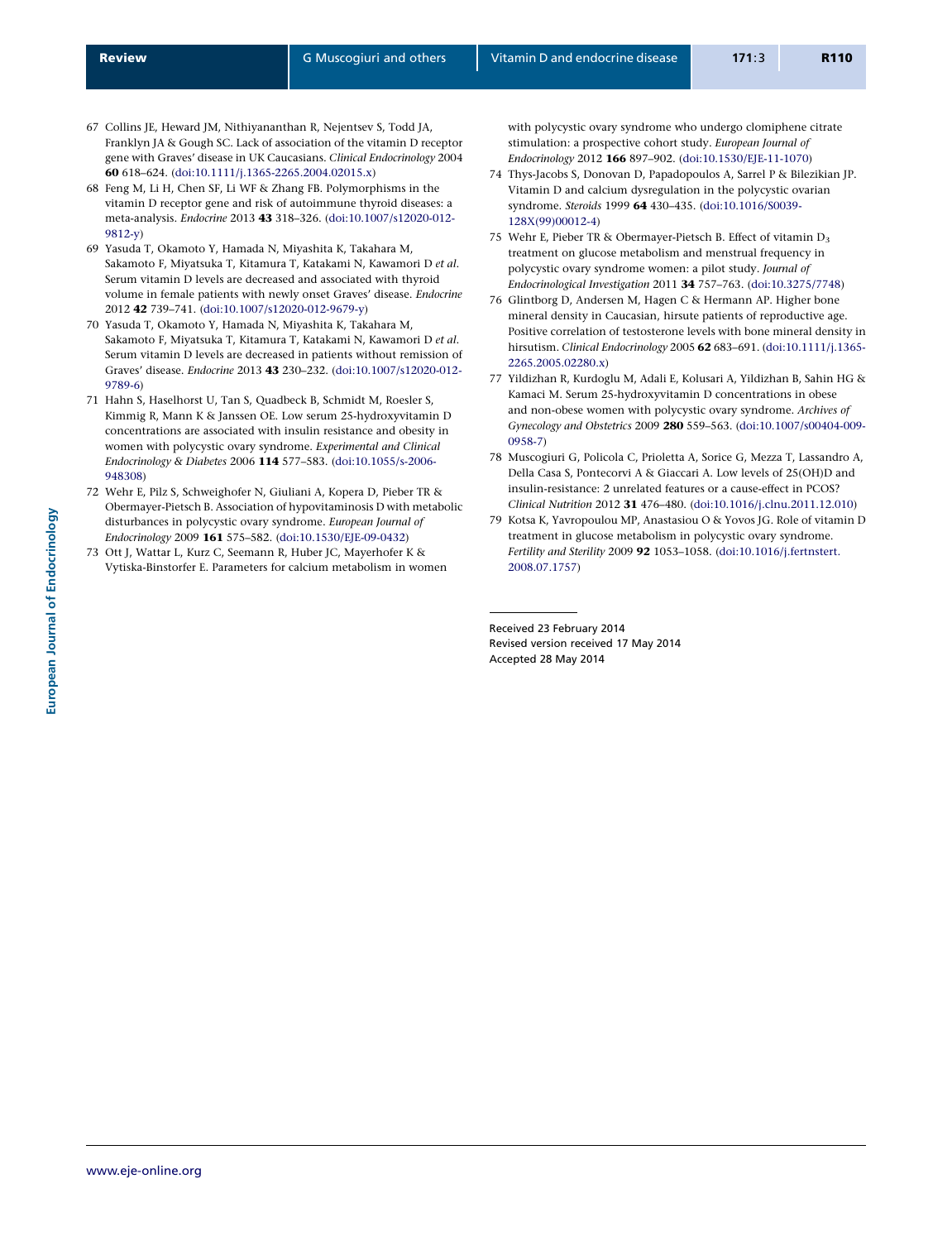67 Collins JE, Heward JM, Nithiyananthan R, Nejentsev S, Todd JA, Franklyn JA & Gough SC. Lack of association of the vitamin D receptor gene with Graves' disease in UK Caucasians. *Clinical Endocrinology* 2004 **60** 618–624. (doi:10.1111/j.1365-2265.2004.02015.x)

68 Feng M, Li H, Chen SF, Li WF & Zhang FB. Polymorphisms in the vitamin D receptor gene and risk of autoimmune thyroid diseases: a meta-analysis. *Endocrine* 2013 **43** 318–326. (doi:10.1007/s12020-012-9812-y)

69 Yasuda T, Okamoto Y, Hamada N, Miyashita K, Takahara M, Sakamoto F, Miyatsuka T, Kitamura T, Katakami N, Kawamori D *et al*. Serum vitamin D levels are decreased and associated with thyroid volume in female patients with newly onset Graves' disease. *Endocrine* 2012 **42** 739–741. (doi:10.1007/s12020-012-9679-y)

70 Yasuda T, Okamoto Y, Hamada N, Miyashita K, Takahara M, Sakamoto F, Miyatsuka T, Kitamura T, Katakami N, Kawamori D *et al*. Serum vitamin D levels are decreased in patients without remission of Graves' disease. *Endocrine* 2013 **43** 230–232. (doi:10.1007/s12020-012-9789-6)

71 Hahn S, Haselhorst U, Tan S, Quadbeck B, Schmidt M, Roesler S, Kimmig R, Mann K & Janssen OE. Low serum 25-hydroxyvitamin D concentrations are associated with insulin resistance and obesity in women with polycystic ovary syndrome. *Experimental and Clinical Endocrinology & Diabetes* 2006 **114** 577–583. (doi:10.1055/s-2006-948308)

72 Wehr E, Pilz S, Schweighofer N, Giuliani A, Kopera D, Pieber TR & Obermayer-Pietsch B. Association of hypovitaminosis D with metabolic disturbances in polycystic ovary syndrome. *European Journal of Endocrinology* 2009 **161** 575–582. (doi:10.1530/EJE-09-0432)

73 Ott J, Wattar L, Kurz C, Seemann R, Huber JC, Mayerhofer K & Vytiska-Binstorfer E. Parameters for calcium metabolism in women with polycystic ovary syndrome who undergo clomiphene citrate stimulation: a prospective cohort study. *European Journal of Endocrinology* 2012 **166** 897–902. (doi:10.1530/EJE-11-1070)

74 Thys-Jacobs S, Donovan D, Papadopoulos A, Sarrel P & Bilezikian JP. Vitamin D and calcium dysregulation in the polycystic ovarian syndrome. *Steroids* 1999 **64** 430–435. (doi:10.1016/S0039-128X(99)00012-4)

75 Wehr E, Pieber TR & Obermayer-Pietsch B. Effect of vitamin $D_3$ treatment on glucose metabolism and menstrual frequency in polycystic ovary syndrome women: a pilot study. *Journal of Endocrinological Investigation* 2011 **34** 757–763. (doi:10.3275/7748)

76 Glintborg D, Andersen M, Hagen C & Hermann AP. Higher bone mineral density in Caucasian, hirsute patients of reproductive age. Positive correlation of testosterone levels with bone mineral density in hirsutism. *Clinical Endocrinology* 2005 **62** 683–691. (doi:10.1111/j.1365-2265.2005.02280.x)

77 Yildizhan R, Kurdoglu M, Adali E, Kolusari A, Yildizhan B, Sahin HG & Kamaci M. Serum 25-hydroxyvitamin D concentrations in obese and non-obese women with polycystic ovary syndrome. *Archives of Gynecology and Obstetrics* 2009 **280** 559–563. (doi:10.1007/s00404-009-0958-7)

78 Muscogiuri G, Policola C, Prioletta A, Sorice G, Mezza T, Lassandro A, Della Casa S, Pontecorvi A & Giaccari A. Low levels of 25(OH)D and insulin-resistance: 2 unrelated features or a cause-effect in PCOS? *Clinical Nutrition* 2012 **31** 476–480. (doi:10.1016/j.clnu.2011.12.010)

79 Kotsa K, Yavropoulou MP, Anastasiou O & Yovos JG. Role of vitamin D treatment in glucose metabolism in polycystic ovary syndrome. *Fertility and Sterility* 2009 **92** 1053–1058. (doi:10.1016/j.fertnstert.2008.07.1757)

Received 23 February 2014
Revised version received 17 May 2014
Accepted 28 May 2014